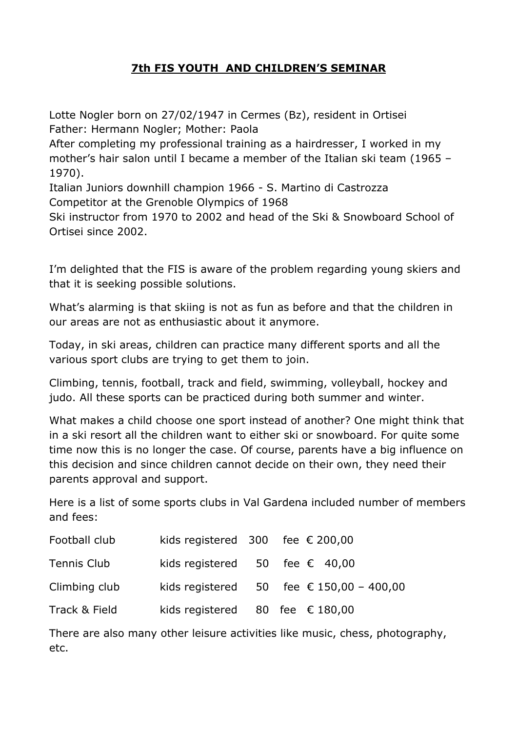# 7th FIS YOUTH AND CHILDREN'S SEMINAR

Lotte Nogler born on 27/02/1947 in Cermes (Bz), resident in Ortisei
Father: Hermann Nogler; Mother: Paola
After completing my professional training as a hairdresser, I worked in my mother's hair salon until I became a member of the Italian ski team (1965 – 1970).
Italian Juniors downhill champion 1966 - S. Martino di Castrozza
Competitor at the Grenoble Olympics of 1968
Ski instructor from 1970 to 2002 and head of the Ski & Snowboard School of Ortisei since 2002.

I'm delighted that the FIS is aware of the problem regarding young skiers and that it is seeking possible solutions.

What's alarming is that skiing is not as fun as before and that the children in our areas are not as enthusiastic about it anymore.

Today, in ski areas, children can practice many different sports and all the various sport clubs are trying to get them to join.

Climbing, tennis, football, track and field, swimming, volleyball, hockey and judo. All these sports can be practiced during both summer and winter.

What makes a child choose one sport instead of another? One might think that in a ski resort all the children want to either ski or snowboard. For quite some time now this is no longer the case. Of course, parents have a big influence on this decision and since children cannot decide on their own, they need their parents approval and support.

Here is a list of some sports clubs in Val Gardena included number of members and fees:

| | | | | |
|---|---|---|---|---|
| Football club | kids registered | 300 | fee | € 200,00 |
| Tennis Club | kids registered | 50 | fee | € 40,00 |
| Climbing club | kids registered | 50 | fee | € 150,00 – 400,00 |
| Track & Field | kids registered | 80 | fee | € 180,00 |

There are also many other leisure activities like music, chess, photography, etc.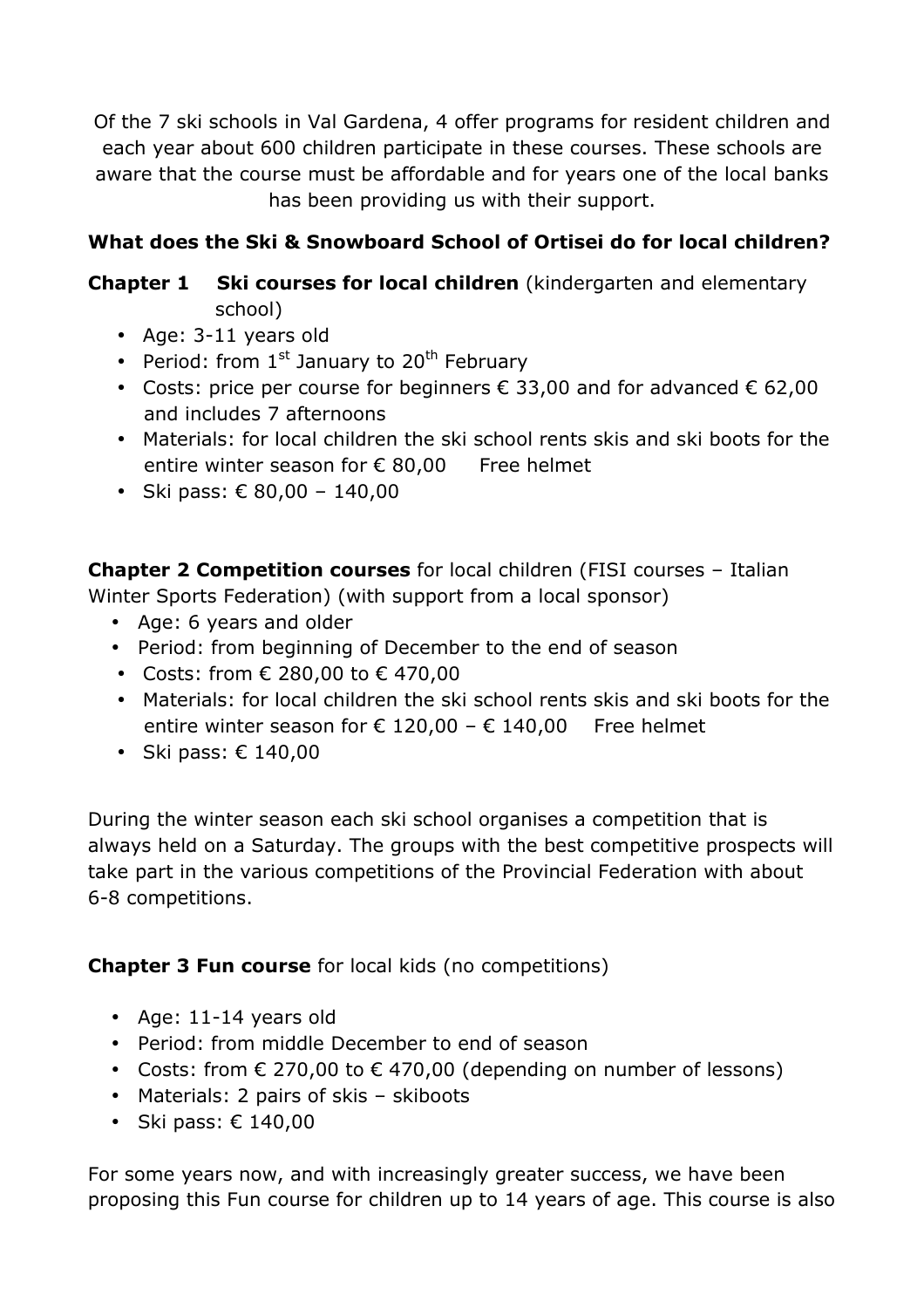Of the 7 ski schools in Val Gardena, 4 offer programs for resident children and each year about 600 children participate in these courses. These schools are aware that the course must be affordable and for years one of the local banks has been providing us with their support.

**What does the Ski & Snowboard School of Ortisei do for local children?**

**Chapter 1 Ski courses for local children** (kindergarten and elementary school)

- Age: 3-11 years old
- Period: from 1st January to 20th February
- Costs: price per course for beginners € 33,00 and for advanced € 62,00 and includes 7 afternoons
- Materials: for local children the ski school rents skis and ski boots for the entire winter season for € 80,00 Free helmet
- Ski pass: € 80,00 – 140,00

**Chapter 2 Competition courses** for local children (FISI courses – Italian Winter Sports Federation) (with support from a local sponsor)

- Age: 6 years and older
- Period: from beginning of December to the end of season
- Costs: from € 280,00 to € 470,00
- Materials: for local children the ski school rents skis and ski boots for the entire winter season for € 120,00 – € 140,00 Free helmet
- Ski pass: € 140,00

During the winter season each ski school organises a competition that is always held on a Saturday. The groups with the best competitive prospects will take part in the various competitions of the Provincial Federation with about 6-8 competitions.

**Chapter 3 Fun course** for local kids (no competitions)

- Age: 11-14 years old
- Period: from middle December to end of season
- Costs: from € 270,00 to € 470,00 (depending on number of lessons)
- Materials: 2 pairs of skis – skiboots
- Ski pass: € 140,00

For some years now, and with increasingly greater success, we have been proposing this Fun course for children up to 14 years of age. This course is also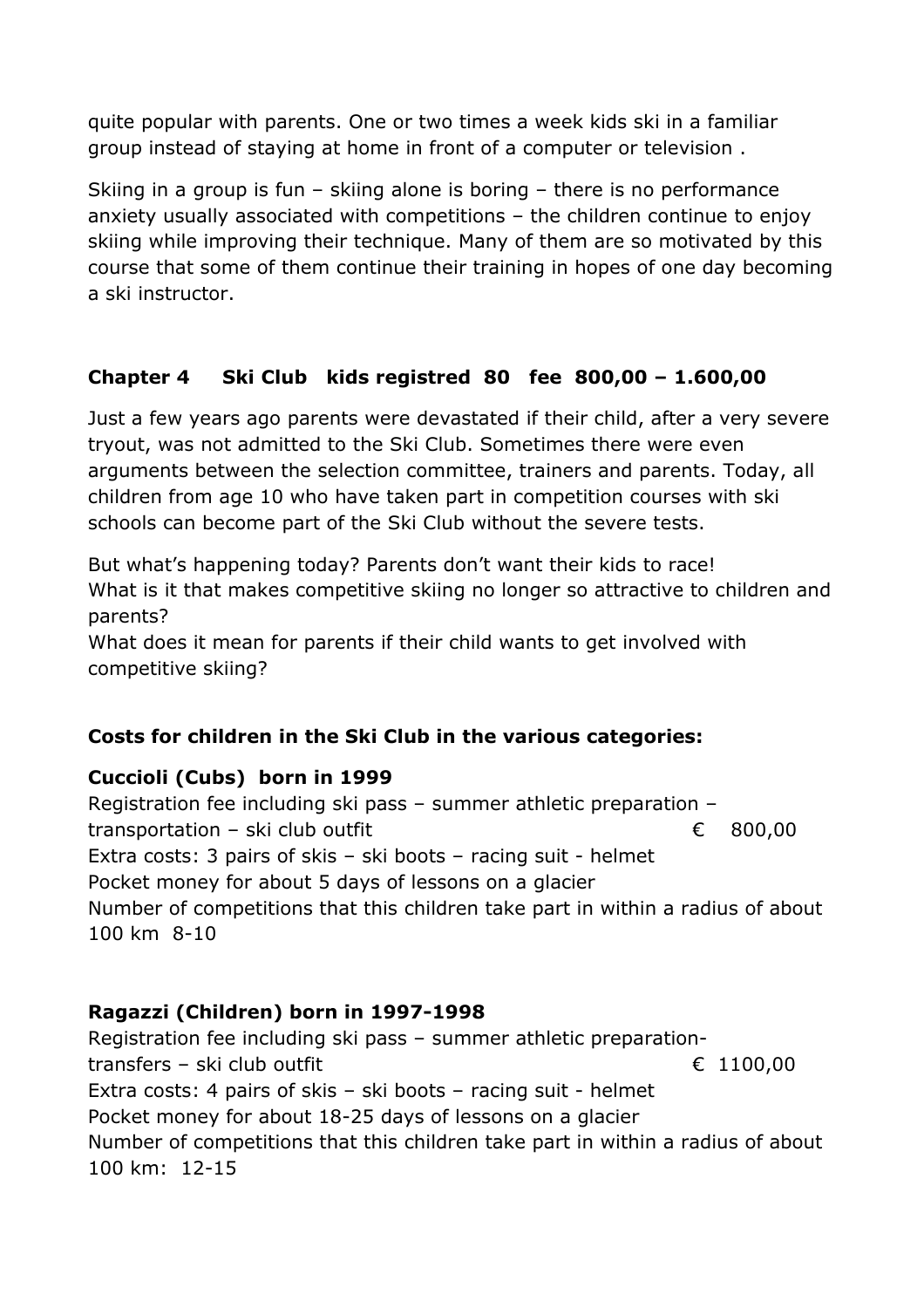quite popular with parents. One or two times a week kids ski in a familiar group instead of staying at home in front of a computer or television .

Skiing in a group is fun – skiing alone is boring – there is no performance anxiety usually associated with competitions – the children continue to enjoy skiing while improving their technique. Many of them are so motivated by this course that some of them continue their training in hopes of one day becoming a ski instructor.

## Chapter 4 Ski Club kids registred 80 fee 800,00 – 1.600,00

Just a few years ago parents were devastated if their child, after a very severe tryout, was not admitted to the Ski Club. Sometimes there were even arguments between the selection committee, trainers and parents. Today, all children from age 10 who have taken part in competition courses with ski schools can become part of the Ski Club without the severe tests.

But what's happening today? Parents don't want their kids to race!
What is it that makes competitive skiing no longer so attractive to children and parents?
What does it mean for parents if their child wants to get involved with competitive skiing?

**Costs for children in the Ski Club in the various categories:**

**Cuccioli (Cubs) born in 1999**
Registration fee including ski pass – summer athletic preparation – transportation – ski club outfit € 800,00
Extra costs: 3 pairs of skis – ski boots – racing suit - helmet
Pocket money for about 5 days of lessons on a glacier
Number of competitions that this children take part in within a radius of about 100 km 8-10

**Ragazzi (Children) born in 1997-1998**
Registration fee including ski pass – summer athletic preparation-transfers – ski club outfit € 1100,00
Extra costs: 4 pairs of skis – ski boots – racing suit - helmet
Pocket money for about 18-25 days of lessons on a glacier
Number of competitions that this children take part in within a radius of about 100 km: 12-15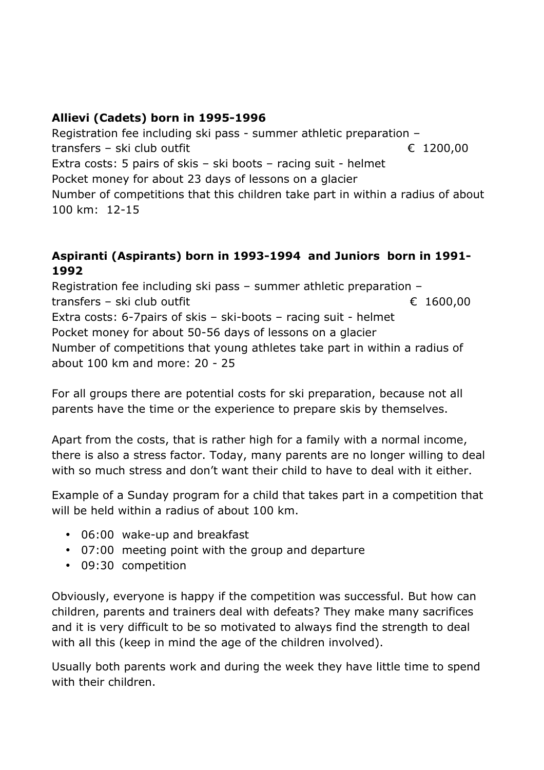**Allievi (Cadets) born in 1995-1996**

Registration fee including ski pass - summer athletic preparation – transfers – ski club outfit € 1200,00

Extra costs: 5 pairs of skis – ski boots – racing suit - helmet

Pocket money for about 23 days of lessons on a glacier

Number of competitions that this children take part in within a radius of about 100 km: 12-15

**Aspiranti (Aspirants) born in 1993-1994 and Juniors born in 1991-1992**

Registration fee including ski pass – summer athletic preparation – transfers – ski club outfit € 1600,00

Extra costs: 6-7pairs of skis – ski-boots – racing suit - helmet

Pocket money for about 50-56 days of lessons on a glacier

Number of competitions that young athletes take part in within a radius of about 100 km and more: 20 - 25

For all groups there are potential costs for ski preparation, because not all parents have the time or the experience to prepare skis by themselves.

Apart from the costs, that is rather high for a family with a normal income, there is also a stress factor. Today, many parents are no longer willing to deal with so much stress and don't want their child to have to deal with it either.

Example of a Sunday program for a child that takes part in a competition that will be held within a radius of about 100 km.

- 06:00 wake-up and breakfast
- 07:00 meeting point with the group and departure
- 09:30 competition

Obviously, everyone is happy if the competition was successful. But how can children, parents and trainers deal with defeats? They make many sacrifices and it is very difficult to be so motivated to always find the strength to deal with all this (keep in mind the age of the children involved).

Usually both parents work and during the week they have little time to spend with their children.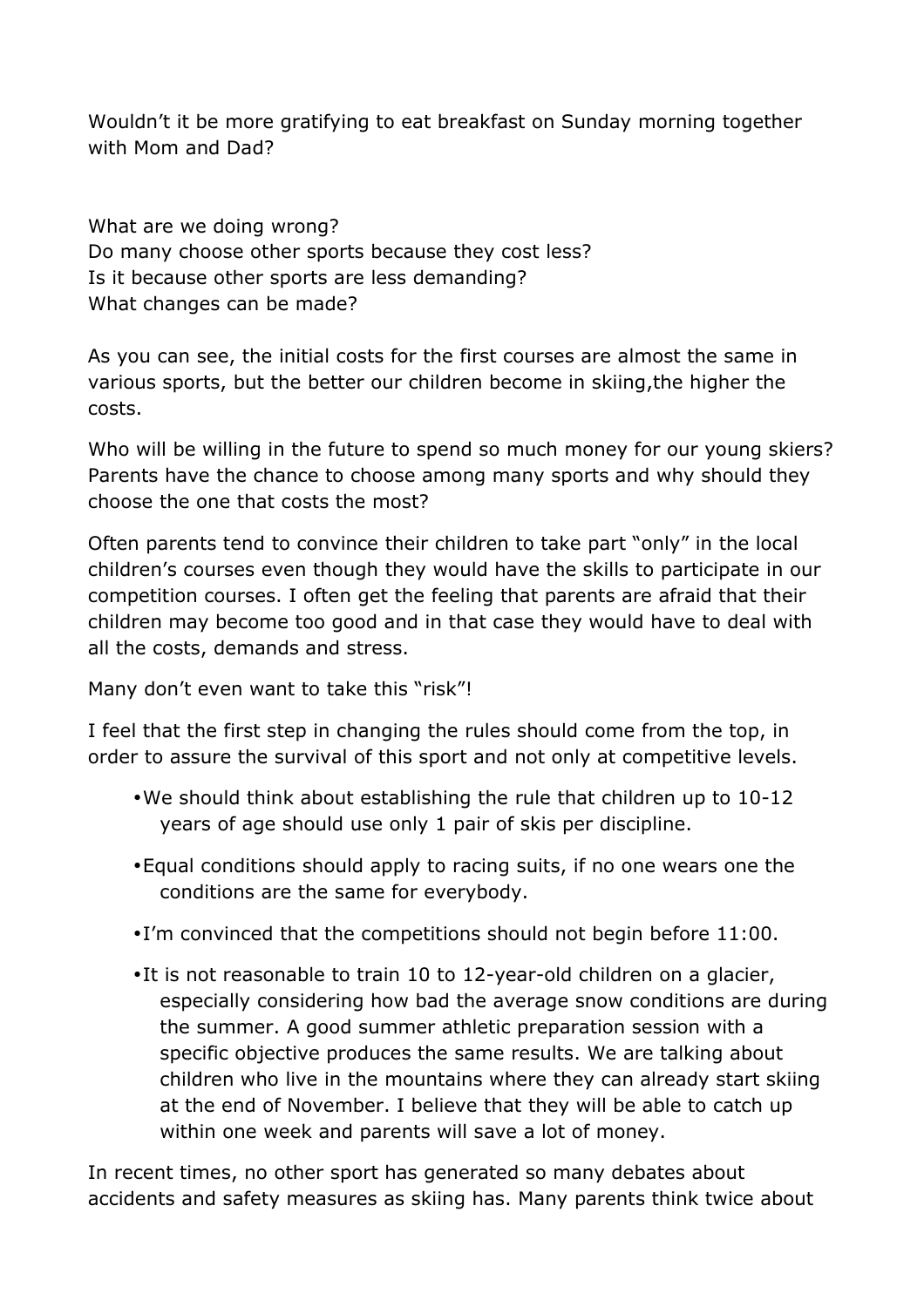Wouldn't it be more gratifying to eat breakfast on Sunday morning together with Mom and Dad?

What are we doing wrong?
Do many choose other sports because they cost less?
Is it because other sports are less demanding?
What changes can be made?

As you can see, the initial costs for the first courses are almost the same in various sports, but the better our children become in skiing,the higher the costs.

Who will be willing in the future to spend so much money for our young skiers? Parents have the chance to choose among many sports and why should they choose the one that costs the most?

Often parents tend to convince their children to take part "only" in the local children's courses even though they would have the skills to participate in our competition courses. I often get the feeling that parents are afraid that their children may become too good and in that case they would have to deal with all the costs, demands and stress.

Many don't even want to take this "risk"!

I feel that the first step in changing the rules should come from the top, in order to assure the survival of this sport and not only at competitive levels.

- We should think about establishing the rule that children up to 10-12 years of age should use only 1 pair of skis per discipline.
- Equal conditions should apply to racing suits, if no one wears one the conditions are the same for everybody.
- I'm convinced that the competitions should not begin before 11:00.
- It is not reasonable to train 10 to 12-year-old children on a glacier, especially considering how bad the average snow conditions are during the summer. A good summer athletic preparation session with a specific objective produces the same results. We are talking about children who live in the mountains where they can already start skiing at the end of November. I believe that they will be able to catch up within one week and parents will save a lot of money.

In recent times, no other sport has generated so many debates about accidents and safety measures as skiing has. Many parents think twice about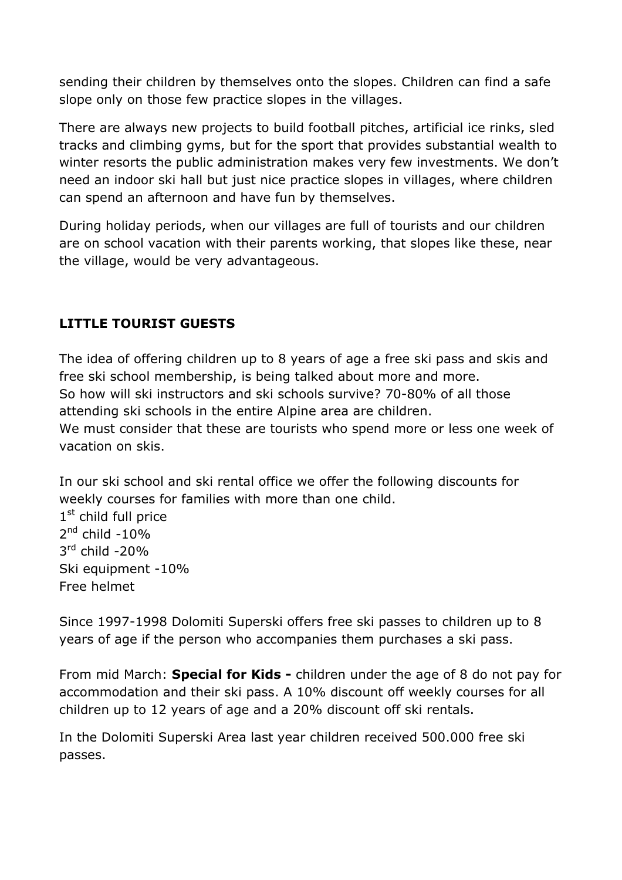sending their children by themselves onto the slopes. Children can find a safe slope only on those few practice slopes in the villages.

There are always new projects to build football pitches, artificial ice rinks, sled tracks and climbing gyms, but for the sport that provides substantial wealth to winter resorts the public administration makes very few investments. We don't need an indoor ski hall but just nice practice slopes in villages, where children can spend an afternoon and have fun by themselves.

During holiday periods, when our villages are full of tourists and our children are on school vacation with their parents working, that slopes like these, near the village, would be very advantageous.

## LITTLE TOURIST GUESTS

The idea of offering children up to 8 years of age a free ski pass and skis and free ski school membership, is being talked about more and more.
So how will ski instructors and ski schools survive? 70-80% of all those attending ski schools in the entire Alpine area are children.
We must consider that these are tourists who spend more or less one week of vacation on skis.

In our ski school and ski rental office we offer the following discounts for weekly courses for families with more than one child.
1st child full price
2nd child -10%
3rd child -20%
Ski equipment -10%
Free helmet

Since 1997-1998 Dolomiti Superski offers free ski passes to children up to 8 years of age if the person who accompanies them purchases a ski pass.

From mid March: **Special for Kids -** children under the age of 8 do not pay for accommodation and their ski pass. A 10% discount off weekly courses for all children up to 12 years of age and a 20% discount off ski rentals.

In the Dolomiti Superski Area last year children received 500.000 free ski passes.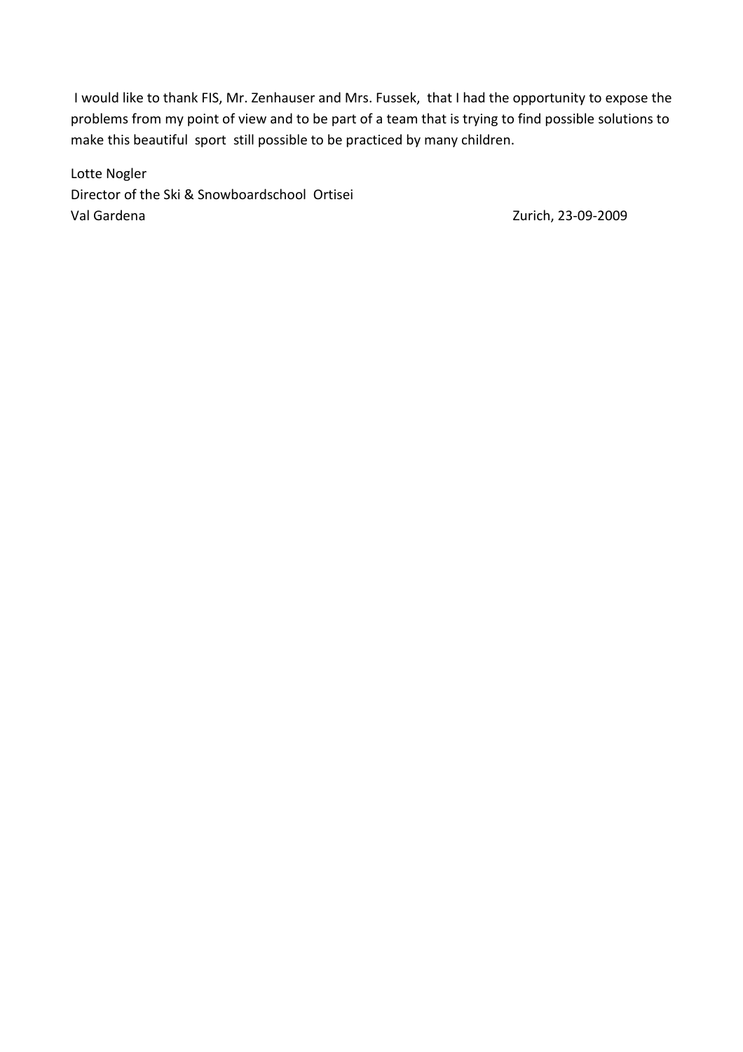I would like to thank FIS, Mr. Zenhauser and Mrs. Fussek, that I had the opportunity to expose the problems from my point of view and to be part of a team that is trying to find possible solutions to make this beautiful sport still possible to be practiced by many children.

Lotte Nogler
Director of the Ski & Snowboardschool Ortisei
Val Gardena

Zurich, 23-09-2009